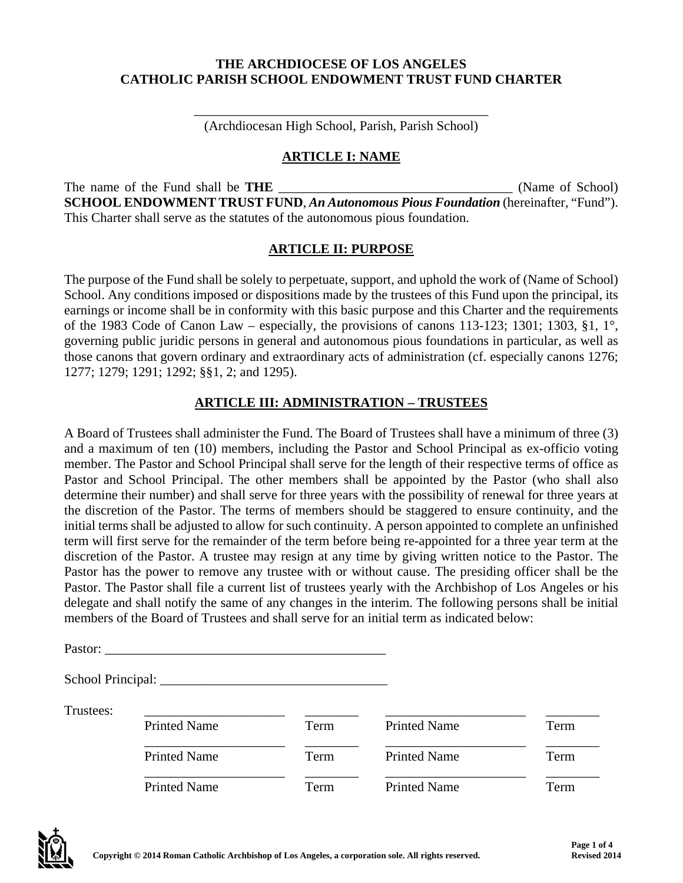# THE ARCHDIOCESE OF LOS ANGELES
# CATHOLIC PARISH SCHOOL ENDOWMENT TRUST FUND CHARTER

_____________________________________________
(Archdiocesan High School, Parish, Parish School)

## ARTICLE I: NAME

The name of the Fund shall be **THE** ____________________________________ (Name of School) **SCHOOL ENDOWMENT TRUST FUND**, ***An Autonomous Pious Foundation*** (hereinafter, "Fund"). This Charter shall serve as the statutes of the autonomous pious foundation.

## ARTICLE II: PURPOSE

The purpose of the Fund shall be solely to perpetuate, support, and uphold the work of (Name of School) School. Any conditions imposed or dispositions made by the trustees of this Fund upon the principal, its earnings or income shall be in conformity with this basic purpose and this Charter and the requirements of the 1983 Code of Canon Law – especially, the provisions of canons 113-123; 1301; 1303, §1, 1°, governing public juridic persons in general and autonomous pious foundations in particular, as well as those canons that govern ordinary and extraordinary acts of administration (cf. especially canons 1276; 1277; 1279; 1291; 1292; §§1, 2; and 1295).

## ARTICLE III: ADMINISTRATION – TRUSTEES

A Board of Trustees shall administer the Fund. The Board of Trustees shall have a minimum of three (3) and a maximum of ten (10) members, including the Pastor and School Principal as ex-officio voting member. The Pastor and School Principal shall serve for the length of their respective terms of office as Pastor and School Principal. The other members shall be appointed by the Pastor (who shall also determine their number) and shall serve for three years with the possibility of renewal for three years at the discretion of the Pastor. The terms of members should be staggered to ensure continuity, and the initial terms shall be adjusted to allow for such continuity. A person appointed to complete an unfinished term will first serve for the remainder of the term before being re-appointed for a three year term at the discretion of the Pastor. A trustee may resign at any time by giving written notice to the Pastor. The Pastor has the power to remove any trustee with or without cause. The presiding officer shall be the Pastor. The Pastor shall file a current list of trustees yearly with the Archbishop of Los Angeles or his delegate and shall notify the same of any changes in the interim. The following persons shall be initial members of the Board of Trustees and shall serve for an initial term as indicated below:

Pastor: ____________________________________________

School Principal: __________________________________

Trustees:

| | | | | |
|---|---|---|---|---|
| | ____________________ Printed Name | ________ Term | ____________________ Printed Name | ________ Term |
| | ____________________ Printed Name | ________ Term | ____________________ Printed Name | ________ Term |
| | ____________________ Printed Name | ________ Term | ____________________ Printed Name | ________ Term |

Copyright © 2014 Roman Catholic Archbishop of Los Angeles, a corporation sole. All rights reserved.

Revised 2014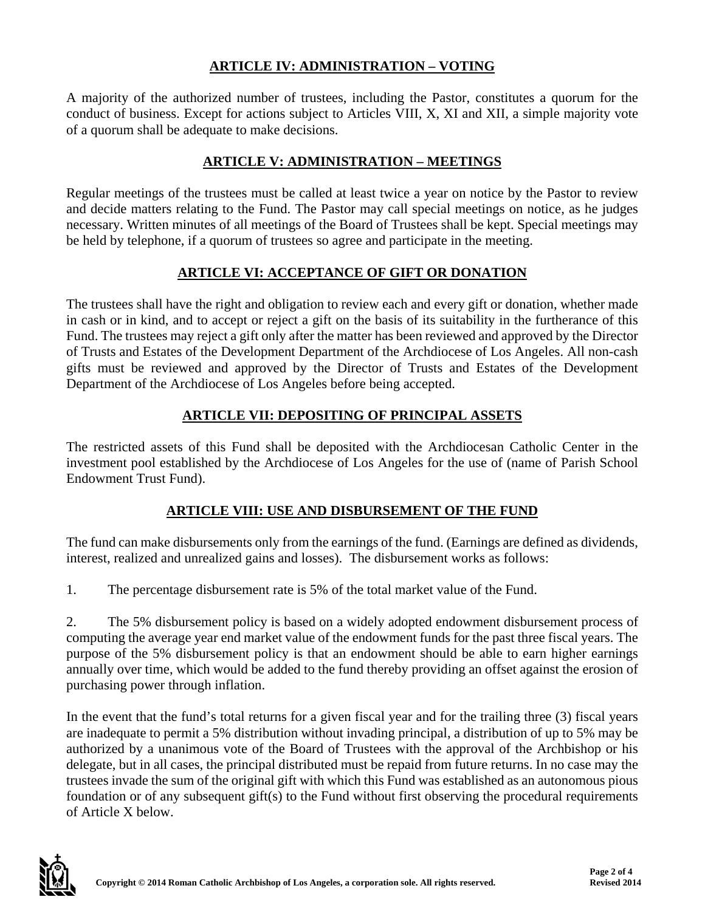## ARTICLE IV: ADMINISTRATION – VOTING

A majority of the authorized number of trustees, including the Pastor, constitutes a quorum for the conduct of business. Except for actions subject to Articles VIII, X, XI and XII, a simple majority vote of a quorum shall be adequate to make decisions.

## ARTICLE V: ADMINISTRATION – MEETINGS

Regular meetings of the trustees must be called at least twice a year on notice by the Pastor to review and decide matters relating to the Fund. The Pastor may call special meetings on notice, as he judges necessary. Written minutes of all meetings of the Board of Trustees shall be kept. Special meetings may be held by telephone, if a quorum of trustees so agree and participate in the meeting.

## ARTICLE VI: ACCEPTANCE OF GIFT OR DONATION

The trustees shall have the right and obligation to review each and every gift or donation, whether made in cash or in kind, and to accept or reject a gift on the basis of its suitability in the furtherance of this Fund. The trustees may reject a gift only after the matter has been reviewed and approved by the Director of Trusts and Estates of the Development Department of the Archdiocese of Los Angeles. All non-cash gifts must be reviewed and approved by the Director of Trusts and Estates of the Development Department of the Archdiocese of Los Angeles before being accepted.

## ARTICLE VII: DEPOSITING OF PRINCIPAL ASSETS

The restricted assets of this Fund shall be deposited with the Archdiocesan Catholic Center in the investment pool established by the Archdiocese of Los Angeles for the use of (name of Parish School Endowment Trust Fund).

## ARTICLE VIII: USE AND DISBURSEMENT OF THE FUND

The fund can make disbursements only from the earnings of the fund. (Earnings are defined as dividends, interest, realized and unrealized gains and losses). The disbursement works as follows:

1. The percentage disbursement rate is 5% of the total market value of the Fund.

2. The 5% disbursement policy is based on a widely adopted endowment disbursement process of computing the average year end market value of the endowment funds for the past three fiscal years. The purpose of the 5% disbursement policy is that an endowment should be able to earn higher earnings annually over time, which would be added to the fund thereby providing an offset against the erosion of purchasing power through inflation.

In the event that the fund's total returns for a given fiscal year and for the trailing three (3) fiscal years are inadequate to permit a 5% distribution without invading principal, a distribution of up to 5% may be authorized by a unanimous vote of the Board of Trustees with the approval of the Archbishop or his delegate, but in all cases, the principal distributed must be repaid from future returns. In no case may the trustees invade the sum of the original gift with which this Fund was established as an autonomous pious foundation or of any subsequent gift(s) to the Fund without first observing the procedural requirements of Article X below.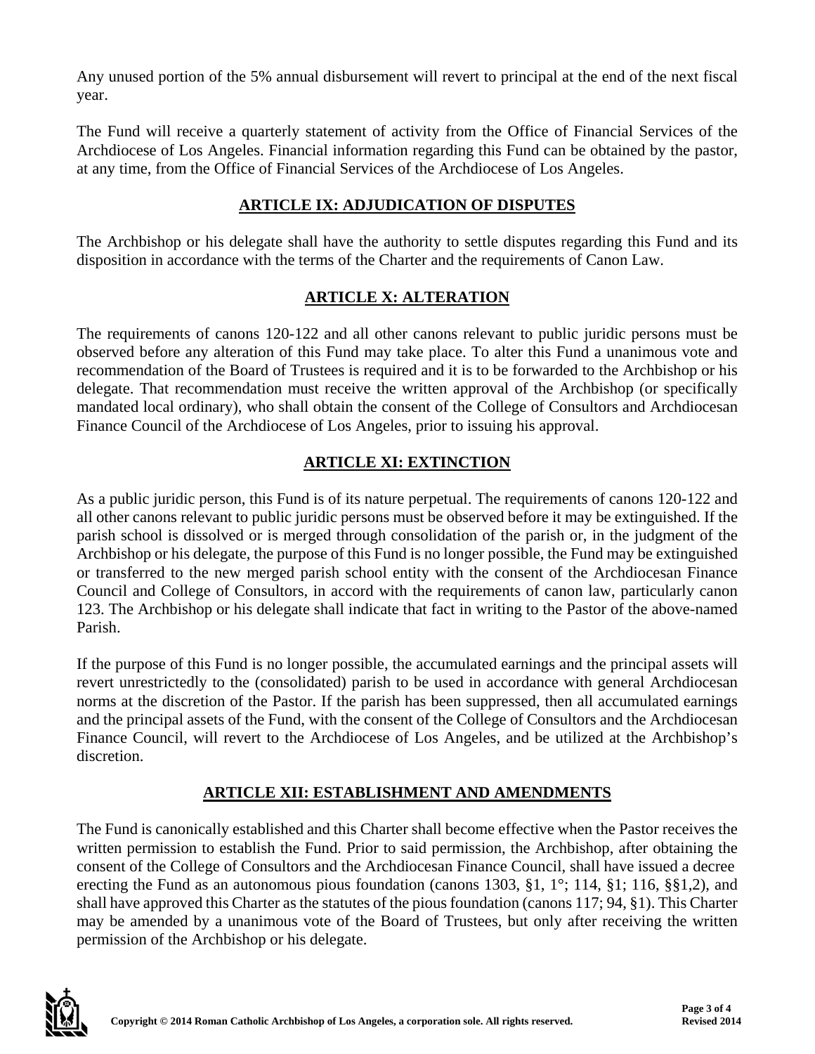Any unused portion of the 5% annual disbursement will revert to principal at the end of the next fiscal year.

The Fund will receive a quarterly statement of activity from the Office of Financial Services of the Archdiocese of Los Angeles. Financial information regarding this Fund can be obtained by the pastor, at any time, from the Office of Financial Services of the Archdiocese of Los Angeles.

## ARTICLE IX: ADJUDICATION OF DISPUTES

The Archbishop or his delegate shall have the authority to settle disputes regarding this Fund and its disposition in accordance with the terms of the Charter and the requirements of Canon Law.

## ARTICLE X: ALTERATION

The requirements of canons 120-122 and all other canons relevant to public juridic persons must be observed before any alteration of this Fund may take place. To alter this Fund a unanimous vote and recommendation of the Board of Trustees is required and it is to be forwarded to the Archbishop or his delegate. That recommendation must receive the written approval of the Archbishop (or specifically mandated local ordinary), who shall obtain the consent of the College of Consultors and Archdiocesan Finance Council of the Archdiocese of Los Angeles, prior to issuing his approval.

## ARTICLE XI: EXTINCTION

As a public juridic person, this Fund is of its nature perpetual. The requirements of canons 120-122 and all other canons relevant to public juridic persons must be observed before it may be extinguished. If the parish school is dissolved or is merged through consolidation of the parish or, in the judgment of the Archbishop or his delegate, the purpose of this Fund is no longer possible, the Fund may be extinguished or transferred to the new merged parish school entity with the consent of the Archdiocesan Finance Council and College of Consultors, in accord with the requirements of canon law, particularly canon 123. The Archbishop or his delegate shall indicate that fact in writing to the Pastor of the above-named Parish.

If the purpose of this Fund is no longer possible, the accumulated earnings and the principal assets will revert unrestrictedly to the (consolidated) parish to be used in accordance with general Archdiocesan norms at the discretion of the Pastor. If the parish has been suppressed, then all accumulated earnings and the principal assets of the Fund, with the consent of the College of Consultors and the Archdiocesan Finance Council, will revert to the Archdiocese of Los Angeles, and be utilized at the Archbishop's discretion.

## ARTICLE XII: ESTABLISHMENT AND AMENDMENTS

The Fund is canonically established and this Charter shall become effective when the Pastor receives the written permission to establish the Fund. Prior to said permission, the Archbishop, after obtaining the consent of the College of Consultors and the Archdiocesan Finance Council, shall have issued a decree erecting the Fund as an autonomous pious foundation (canons 1303, §1, 1°; 114, §1; 116, §§1,2), and shall have approved this Charter as the statutes of the pious foundation (canons 117; 94, §1). This Charter may be amended by a unanimous vote of the Board of Trustees, but only after receiving the written permission of the Archbishop or his delegate.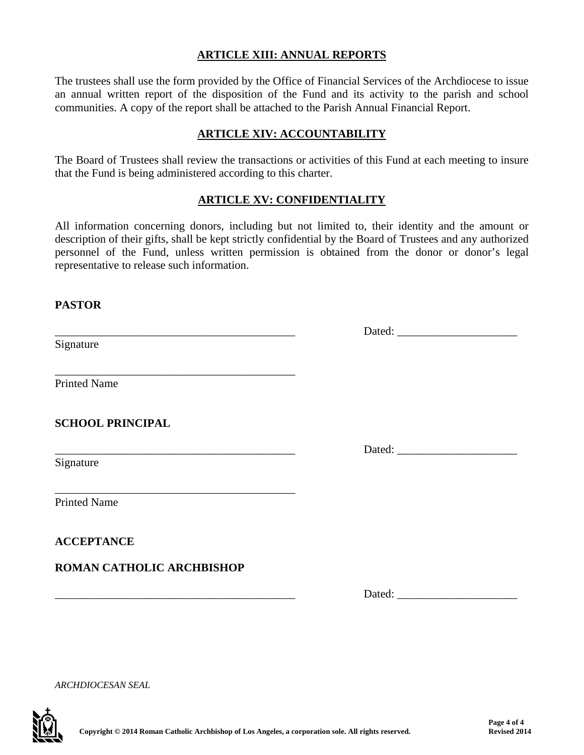## ARTICLE XIII: ANNUAL REPORTS

The trustees shall use the form provided by the Office of Financial Services of the Archdiocese to issue an annual written report of the disposition of the Fund and its activity to the parish and school communities. A copy of the report shall be attached to the Parish Annual Financial Report.

## ARTICLE XIV: ACCOUNTABILITY

The Board of Trustees shall review the transactions or activities of this Fund at each meeting to insure that the Fund is being administered according to this charter.

## ARTICLE XV: CONFIDENTIALITY

All information concerning donors, including but not limited to, their identity and the amount or description of their gifts, shall be kept strictly confidential by the Board of Trustees and any authorized personnel of the Fund, unless written permission is obtained from the donor or donor's legal representative to release such information.

**PASTOR**

___________________________________________ Dated: _____________________

Signature

___________________________________________

Printed Name

**SCHOOL PRINCIPAL**

___________________________________________ Dated: _____________________

Signature

___________________________________________

Printed Name

**ACCEPTANCE**

**ROMAN CATHOLIC ARCHBISHOP**

___________________________________________ Dated: _____________________

*ARCHDIOCESAN SEAL*

**Copyright © 2014 Roman Catholic Archbishop of Los Angeles, a corporation sole. All rights reserved.**